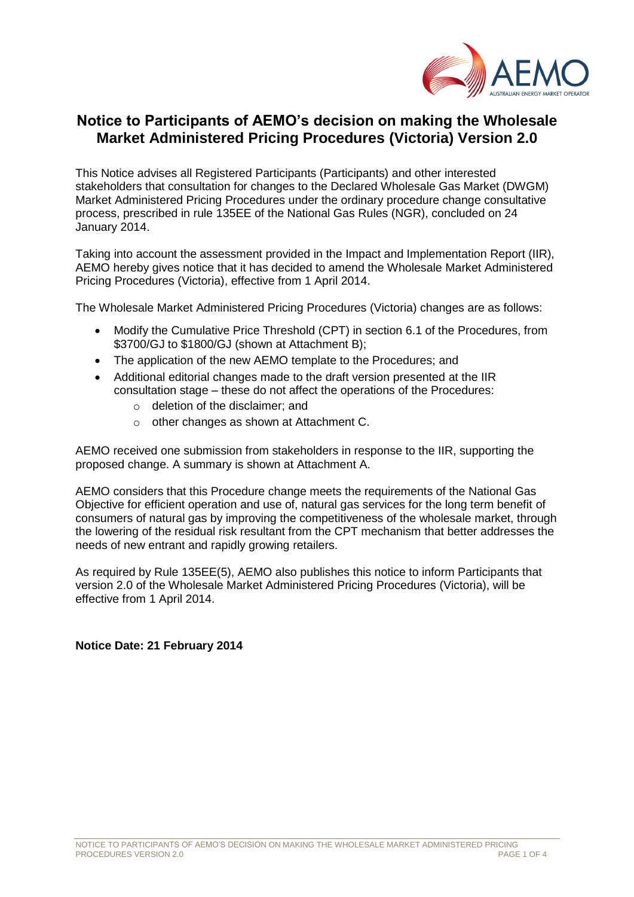# Notice to Participants of AEMO's decision on making the Wholesale Market Administered Pricing Procedures (Victoria) Version 2.0

This Notice advises all Registered Participants (Participants) and other interested stakeholders that consultation for changes to the Declared Wholesale Gas Market (DWGM) Market Administered Pricing Procedures under the ordinary procedure change consultative process, prescribed in rule 135EE of the National Gas Rules (NGR), concluded on 24 January 2014.

Taking into account the assessment provided in the Impact and Implementation Report (IIR), AEMO hereby gives notice that it has decided to amend the Wholesale Market Administered Pricing Procedures (Victoria), effective from 1 April 2014.

The Wholesale Market Administered Pricing Procedures (Victoria) changes are as follows:

- Modify the Cumulative Price Threshold (CPT) in section 6.1 of the Procedures, from $3700/GJ to $1800/GJ (shown at Attachment B);
- The application of the new AEMO template to the Procedures; and
- Additional editorial changes made to the draft version presented at the IIR consultation stage – these do not affect the operations of the Procedures:
    - deletion of the disclaimer; and
    - other changes as shown at Attachment C.

AEMO received one submission from stakeholders in response to the IIR, supporting the proposed change. A summary is shown at Attachment A.

AEMO considers that this Procedure change meets the requirements of the National Gas Objective for efficient operation and use of, natural gas services for the long term benefit of consumers of natural gas by improving the competitiveness of the wholesale market, through the lowering of the residual risk resultant from the CPT mechanism that better addresses the needs of new entrant and rapidly growing retailers.

As required by Rule 135EE(5), AEMO also publishes this notice to inform Participants that version 2.0 of the Wholesale Market Administered Pricing Procedures (Victoria), will be effective from 1 April 2014.

**Notice Date: 21 February 2014**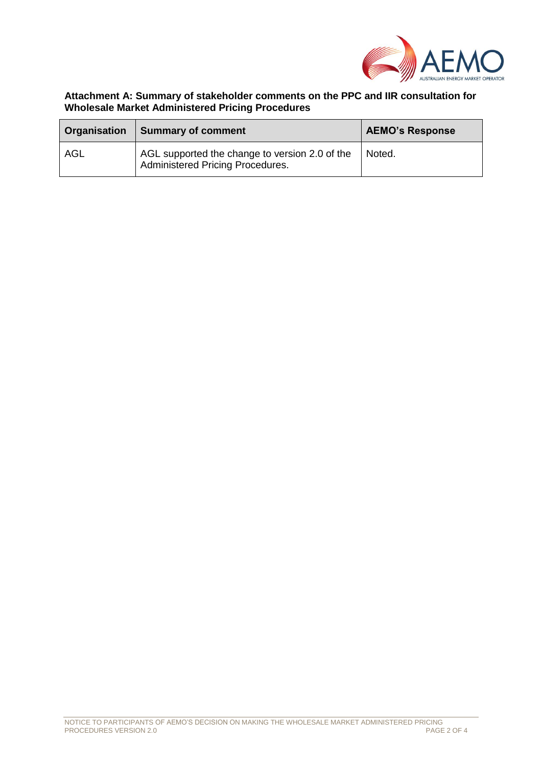**Attachment A: Summary of stakeholder comments on the PPC and IIR consultation for Wholesale Market Administered Pricing Procedures**

| Organisation | Summary of comment | AEMO's Response |
| --- | --- | --- |
| AGL | AGL supported the change to version 2.0 of the Administered Pricing Procedures. | Noted. |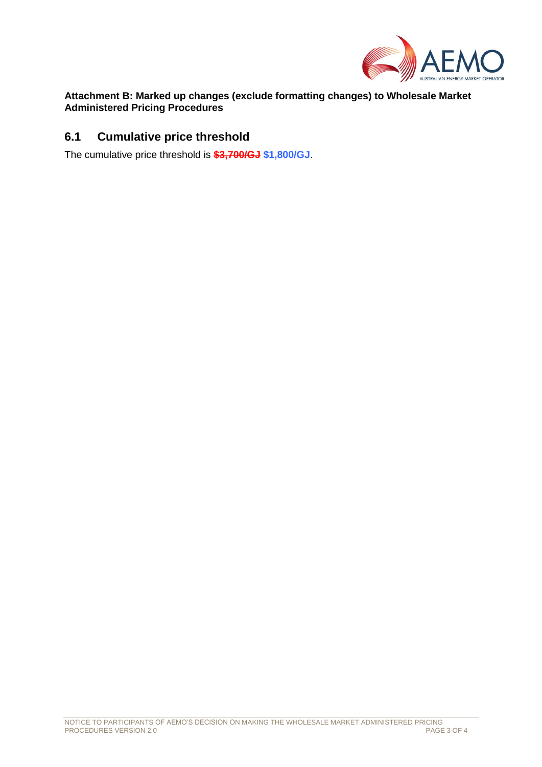**Attachment B: Marked up changes (exclude formatting changes) to Wholesale Market Administered Pricing Procedures**

## 6.1 Cumulative price threshold

The cumulative price threshold is ~~**$3,700/GJ**~~ **$1,800/GJ**.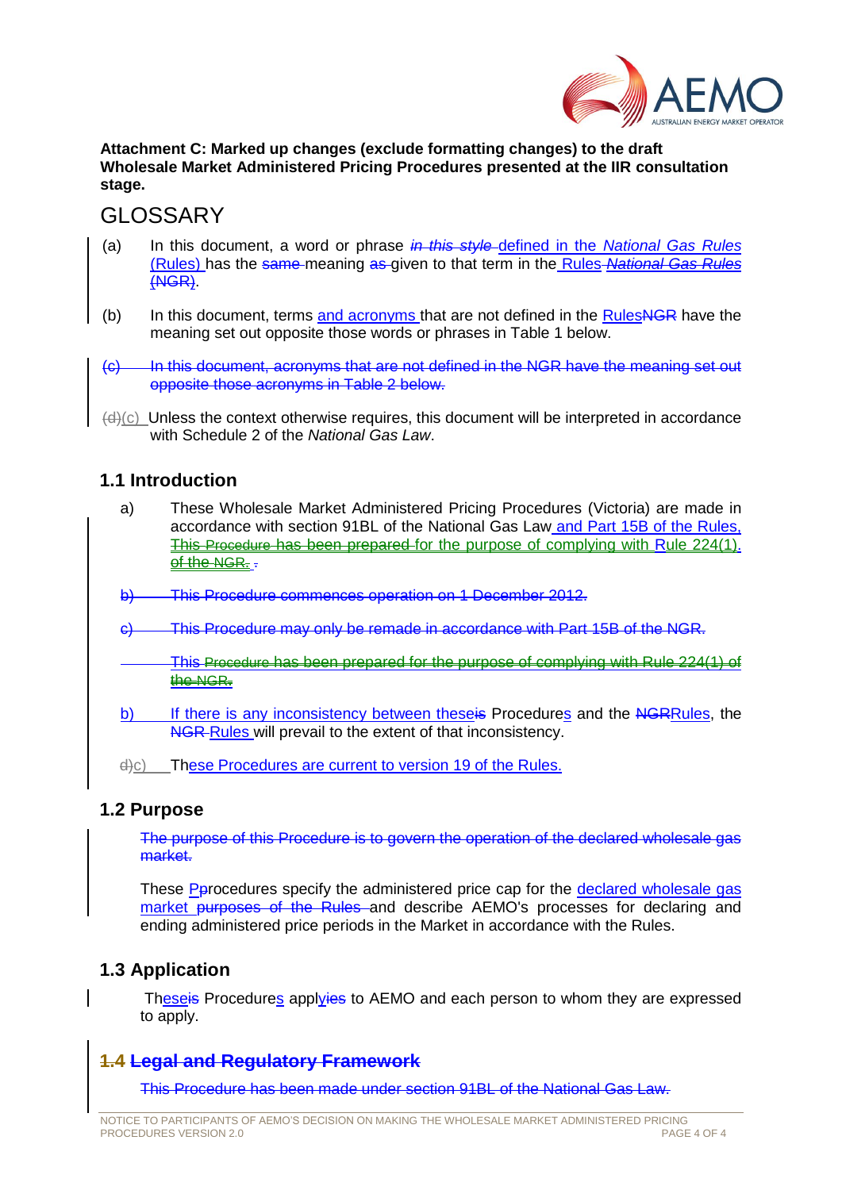**Attachment C: Marked up changes (exclude formatting changes) to the draft Wholesale Market Administered Pricing Procedures presented at the IIR consultation stage.**

# GLOSSARY

(a) In this document, a word or phrase ~~*in this style*~~ defined in the *National Gas Rules* (Rules) has the ~~same~~ meaning ~~as~~ given to that term in the Rules ~~*National Gas Rules* (NGR)~~.

(b) In this document, terms and acronyms that are not defined in the Rules~~NGR~~ have the meaning set out opposite those words or phrases in Table 1 below.

~~(c) In this document, acronyms that are not defined in the NGR have the meaning set out opposite those acronyms in Table 2 below.~~

~~(d)~~(c) Unless the context otherwise requires, this document will be interpreted in accordance with Schedule 2 of the *National Gas Law*.

## 1.1 Introduction

a) These Wholesale Market Administered Pricing Procedures (Victoria) are made in accordance with section 91BL of the National Gas Law and Part 15B of the Rules, ~~This Procedure has been prepared~~ for the purpose of complying with Rule 224(1). ~~of the NGR.~~ .

~~b) This Procedure commences operation on 1 December 2012.~~

~~c) This Procedure may only be remade in accordance with Part 15B of the NGR.~~

~~This Procedure has been prepared for the purpose of complying with Rule 224(1) of the NGR.~~

b) If there is any inconsistency between these~~is~~ Procedures and the ~~NGR~~Rules, the ~~NGR~~ Rules will prevail to the extent of that inconsistency.

~~d)~~c) These Procedures are current to version 19 of the Rules.

## 1.2 Purpose

~~The purpose of this Procedure is to govern the operation of the declared wholesale gas market.~~

These P~~p~~rocedures specify the administered price cap for the declared wholesale gas market ~~purposes of the Rules~~ and describe AEMO's processes for declaring and ending administered price periods in the Market in accordance with the Rules.

## 1.3 Application

These~~is~~ Procedures apply~~ies~~ to AEMO and each person to whom they are expressed to apply.

## ~~1.4 Legal and Regulatory Framework~~

~~This Procedure has been made under section 91BL of the National Gas Law.~~